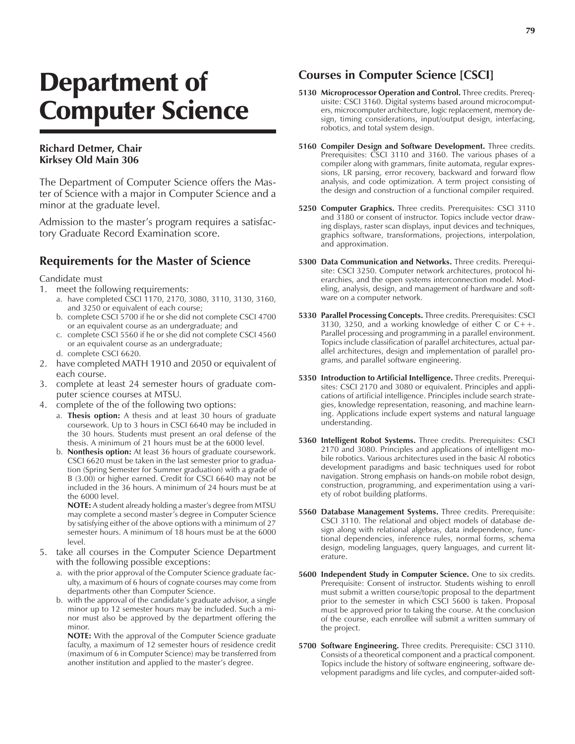# Department of Computer Science

**Richard Detmer, Chair**
**Kirksey Old Main 306**

The Department of Computer Science offers the Master of Science with a major in Computer Science and a minor at the graduate level.

Admission to the master's program requires a satisfactory Graduate Record Examination score.

## Requirements for the Master of Science

Candidate must

1. meet the following requirements:
   a. have completed CSCI 1170, 2170, 3080, 3110, 3130, 3160, and 3250 or equivalent of each course;
   b. complete CSCI 5700 if he or she did not complete CSCI 4700 or an equivalent course as an undergraduate; and
   c. complete CSCI 5560 if he or she did not complete CSCI 4560 or an equivalent course as an undergraduate;
   d. complete CSCI 6620.
2. have completed MATH 1910 and 2050 or equivalent of each course.
3. complete at least 24 semester hours of graduate computer science courses at MTSU.
4. complete of the of the following two options:
   a. **Thesis option:** A thesis and at least 30 hours of graduate coursework. Up to 3 hours in CSCI 6640 may be included in the 30 hours. Students must present an oral defense of the thesis. A minimum of 21 hours must be at the 6000 level.
   b. **Nonthesis option:** At least 36 hours of graduate coursework. CSCI 6620 must be taken in the last semester prior to graduation (Spring Semester for Summer graduation) with a grade of B (3.00) or higher earned. Credit for CSCI 6640 may not be included in the 36 hours. A minimum of 24 hours must be at the 6000 level.

      **NOTE:** A student already holding a master's degree from MTSU may complete a second master's degree in Computer Science by satisfying either of the above options with a minimum of 27 semester hours. A minimum of 18 hours must be at the 6000 level.
5. take all courses in the Computer Science Department with the following possible exceptions:
   a. with the prior approval of the Computer Science graduate faculty, a maximum of 6 hours of cognate courses may come from departments other than Computer Science.
   b. with the approval of the candidate's graduate advisor, a single minor up to 12 semester hours may be included. Such a minor must also be approved by the department offering the minor.

      **NOTE:** With the approval of the Computer Science graduate faculty, a maximum of 12 semester hours of residence credit (maximum of 6 in Computer Science) may be transferred from another institution and applied to the master's degree.

## Courses in Computer Science [CSCI]

**5130 Microprocessor Operation and Control.** Three credits. Prerequisite: CSCI 3160. Digital systems based around microcomputers, microcomputer architecture, logic replacement, memory design, timing considerations, input/output design, interfacing, robotics, and total system design.

**5160 Compiler Design and Software Development.** Three credits. Prerequisites: CSCI 3110 and 3160. The various phases of a compiler along with grammars, finite automata, regular expressions, LR parsing, error recovery, backward and forward flow analysis, and code optimization. A term project consisting of the design and construction of a functional compiler required.

**5250 Computer Graphics.** Three credits. Prerequisites: CSCI 3110 and 3180 or consent of instructor. Topics include vector drawing displays, raster scan displays, input devices and techniques, graphics software, transformations, projections, interpolation, and approximation.

**5300 Data Communication and Networks.** Three credits. Prerequisite: CSCI 3250. Computer network architectures, protocol hierarchies, and the open systems interconnection model. Modeling, analysis, design, and management of hardware and software on a computer network.

**5330 Parallel Processing Concepts.** Three credits. Prerequisites: CSCI 3130, 3250, and a working knowledge of either C or C++. Parallel processing and programming in a parallel environment. Topics include classification of parallel architectures, actual parallel architectures, design and implementation of parallel programs, and parallel software engineering.

**5350 Introduction to Artificial Intelligence.** Three credits. Prerequisites: CSCI 2170 and 3080 or equivalent. Principles and applications of artificial intelligence. Principles include search strategies, knowledge representation, reasoning, and machine learning. Applications include expert systems and natural language understanding.

**5360 Intelligent Robot Systems.** Three credits. Prerequisites: CSCI 2170 and 3080. Principles and applications of intelligent mobile robotics. Various architectures used in the basic AI robotics development paradigms and basic techniques used for robot navigation. Strong emphasis on hands-on mobile robot design, construction, programming, and experimentation using a variety of robot building platforms.

**5560 Database Management Systems.** Three credits. Prerequisite: CSCI 3110. The relational and object models of database design along with relational algebras, data independence, functional dependencies, inference rules, normal forms, schema design, modeling languages, query languages, and current literature.

**5600 Independent Study in Computer Science.** One to six credits. Prerequisite: Consent of instructor. Students wishing to enroll must submit a written course/topic proposal to the department prior to the semester in which CSCI 5600 is taken. Proposal must be approved prior to taking the course. At the conclusion of the course, each enrollee will submit a written summary of the project.

**5700 Software Engineering.** Three credits. Prerequisite: CSCI 3110. Consists of a theoretical component and a practical component. Topics include the history of software engineering, software development paradigms and life cycles, and computer-aided soft-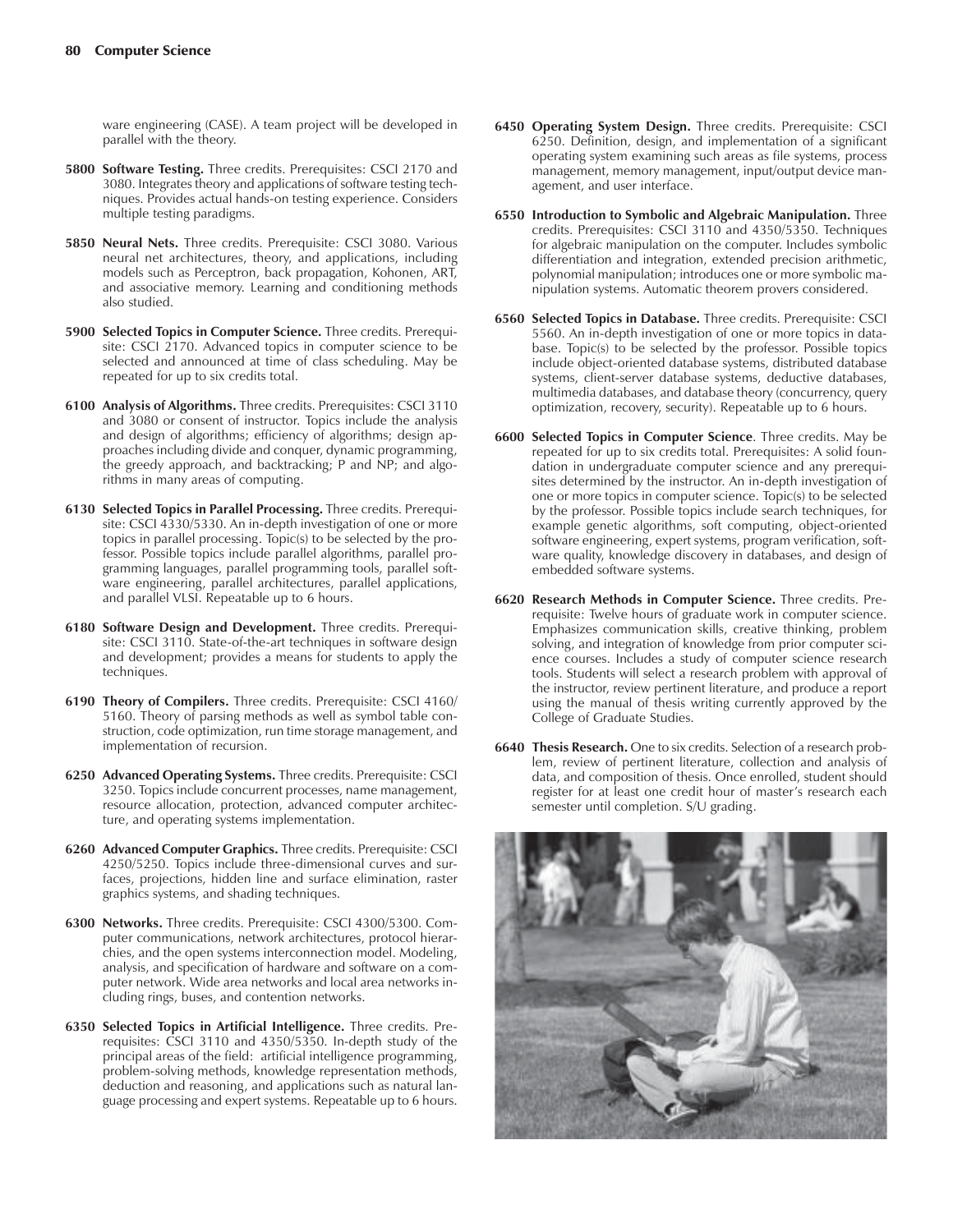ware engineering (CASE). A team project will be developed in parallel with the theory.

**5800 Software Testing.** Three credits. Prerequisites: CSCI 2170 and 3080. Integrates theory and applications of software testing techniques. Provides actual hands-on testing experience. Considers multiple testing paradigms.

**5850 Neural Nets.** Three credits. Prerequisite: CSCI 3080. Various neural net architectures, theory, and applications, including models such as Perceptron, back propagation, Kohonen, ART, and associative memory. Learning and conditioning methods also studied.

**5900 Selected Topics in Computer Science.** Three credits. Prerequisite: CSCI 2170. Advanced topics in computer science to be selected and announced at time of class scheduling. May be repeated for up to six credits total.

**6100 Analysis of Algorithms.** Three credits. Prerequisites: CSCI 3110 and 3080 or consent of instructor. Topics include the analysis and design of algorithms; efficiency of algorithms; design approaches including divide and conquer, dynamic programming, the greedy approach, and backtracking; P and NP; and algorithms in many areas of computing.

**6130 Selected Topics in Parallel Processing.** Three credits. Prerequisite: CSCI 4330/5330. An in-depth investigation of one or more topics in parallel processing. Topic(s) to be selected by the professor. Possible topics include parallel algorithms, parallel programming languages, parallel programming tools, parallel software engineering, parallel architectures, parallel applications, and parallel VLSI. Repeatable up to 6 hours.

**6180 Software Design and Development.** Three credits. Prerequisite: CSCI 3110. State-of-the-art techniques in software design and development; provides a means for students to apply the techniques.

**6190 Theory of Compilers.** Three credits. Prerequisite: CSCI 4160/5160. Theory of parsing methods as well as symbol table construction, code optimization, run time storage management, and implementation of recursion.

**6250 Advanced Operating Systems.** Three credits. Prerequisite: CSCI 3250. Topics include concurrent processes, name management, resource allocation, protection, advanced computer architecture, and operating systems implementation.

**6260 Advanced Computer Graphics.** Three credits. Prerequisite: CSCI 4250/5250. Topics include three-dimensional curves and surfaces, projections, hidden line and surface elimination, raster graphics systems, and shading techniques.

**6300 Networks.** Three credits. Prerequisite: CSCI 4300/5300. Computer communications, network architectures, protocol hierarchies, and the open systems interconnection model. Modeling, analysis, and specification of hardware and software on a computer network. Wide area networks and local area networks including rings, buses, and contention networks.

**6350 Selected Topics in Artificial Intelligence.** Three credits. Prerequisites: CSCI 3110 and 4350/5350. In-depth study of the principal areas of the field: artificial intelligence programming, problem-solving methods, knowledge representation methods, deduction and reasoning, and applications such as natural language processing and expert systems. Repeatable up to 6 hours.

**6450 Operating System Design.** Three credits. Prerequisite: CSCI 6250. Definition, design, and implementation of a significant operating system examining such areas as file systems, process management, memory management, input/output device management, and user interface.

**6550 Introduction to Symbolic and Algebraic Manipulation.** Three credits. Prerequisites: CSCI 3110 and 4350/5350. Techniques for algebraic manipulation on the computer. Includes symbolic differentiation and integration, extended precision arithmetic, polynomial manipulation; introduces one or more symbolic manipulation systems. Automatic theorem provers considered.

**6560 Selected Topics in Database.** Three credits. Prerequisite: CSCI 5560. An in-depth investigation of one or more topics in database. Topic(s) to be selected by the professor. Possible topics include object-oriented database systems, distributed database systems, client-server database systems, deductive databases, multimedia databases, and database theory (concurrency, query optimization, recovery, security). Repeatable up to 6 hours.

**6600 Selected Topics in Computer Science**. Three credits. May be repeated for up to six credits total. Prerequisites: A solid foundation in undergraduate computer science and any prerequisites determined by the instructor. An in-depth investigation of one or more topics in computer science. Topic(s) to be selected by the professor. Possible topics include search techniques, for example genetic algorithms, soft computing, object-oriented software engineering, expert systems, program verification, software quality, knowledge discovery in databases, and design of embedded software systems.

**6620 Research Methods in Computer Science.** Three credits. Prerequisite: Twelve hours of graduate work in computer science. Emphasizes communication skills, creative thinking, problem solving, and integration of knowledge from prior computer science courses. Includes a study of computer science research tools. Students will select a research problem with approval of the instructor, review pertinent literature, and produce a report using the manual of thesis writing currently approved by the College of Graduate Studies.

**6640 Thesis Research.** One to six credits. Selection of a research problem, review of pertinent literature, collection and analysis of data, and composition of thesis. Once enrolled, student should register for at least one credit hour of master's research each semester until completion. S/U grading.